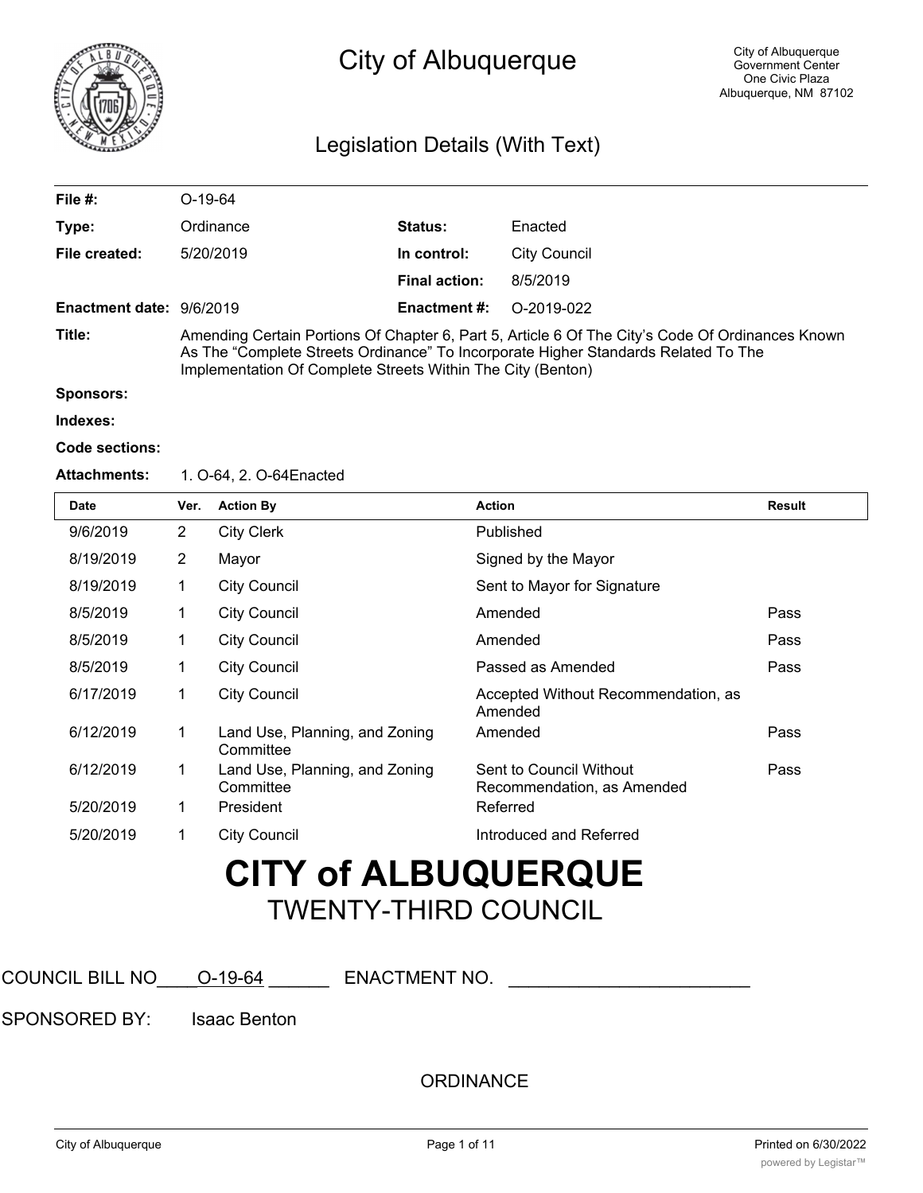# City of Albuquerque

City of Albuquerque
Government Center
One Civic Plaza
Albuquerque, NM 87102

## Legislation Details (With Text)

| | | | |
|---|---|---|---|
| **File #:** | O-19-64 | | |
| **Type:** | Ordinance | **Status:** | Enacted |
| **File created:** | 5/20/2019 | **In control:** | City Council |
| | | **Final action:** | 8/5/2019 |
| **Enactment date:** | 9/6/2019 | **Enactment #:** | O-2019-022 |

**Title:** Amending Certain Portions Of Chapter 6, Part 5, Article 6 Of The City's Code Of Ordinances Known As The "Complete Streets Ordinance" To Incorporate Higher Standards Related To The Implementation Of Complete Streets Within The City (Benton)

**Sponsors:**

**Indexes:**

**Code sections:**

**Attachments:** 1. O-64, 2. O-64Enacted

| Date | Ver. | Action By | Action | Result |
|---|---|---|---|---|
| 9/6/2019 | 2 | City Clerk | Published | |
| 8/19/2019 | 2 | Mayor | Signed by the Mayor | |
| 8/19/2019 | 1 | City Council | Sent to Mayor for Signature | |
| 8/5/2019 | 1 | City Council | Amended | Pass |
| 8/5/2019 | 1 | City Council | Amended | Pass |
| 8/5/2019 | 1 | City Council | Passed as Amended | Pass |
| 6/17/2019 | 1 | City Council | Accepted Without Recommendation, as Amended | |
| 6/12/2019 | 1 | Land Use, Planning, and Zoning Committee | Amended | Pass |
| 6/12/2019 | 1 | Land Use, Planning, and Zoning Committee | Sent to Council Without Recommendation, as Amended | Pass |
| 5/20/2019 | 1 | President | Referred | |
| 5/20/2019 | 1 | City Council | Introduced and Referred | |

# CITY of ALBUQUERQUE
## TWENTY-THIRD COUNCIL

COUNCIL BILL NO____O-19-64 ______ ENACTMENT NO. ________________________

SPONSORED BY: Isaac Benton

ORDINANCE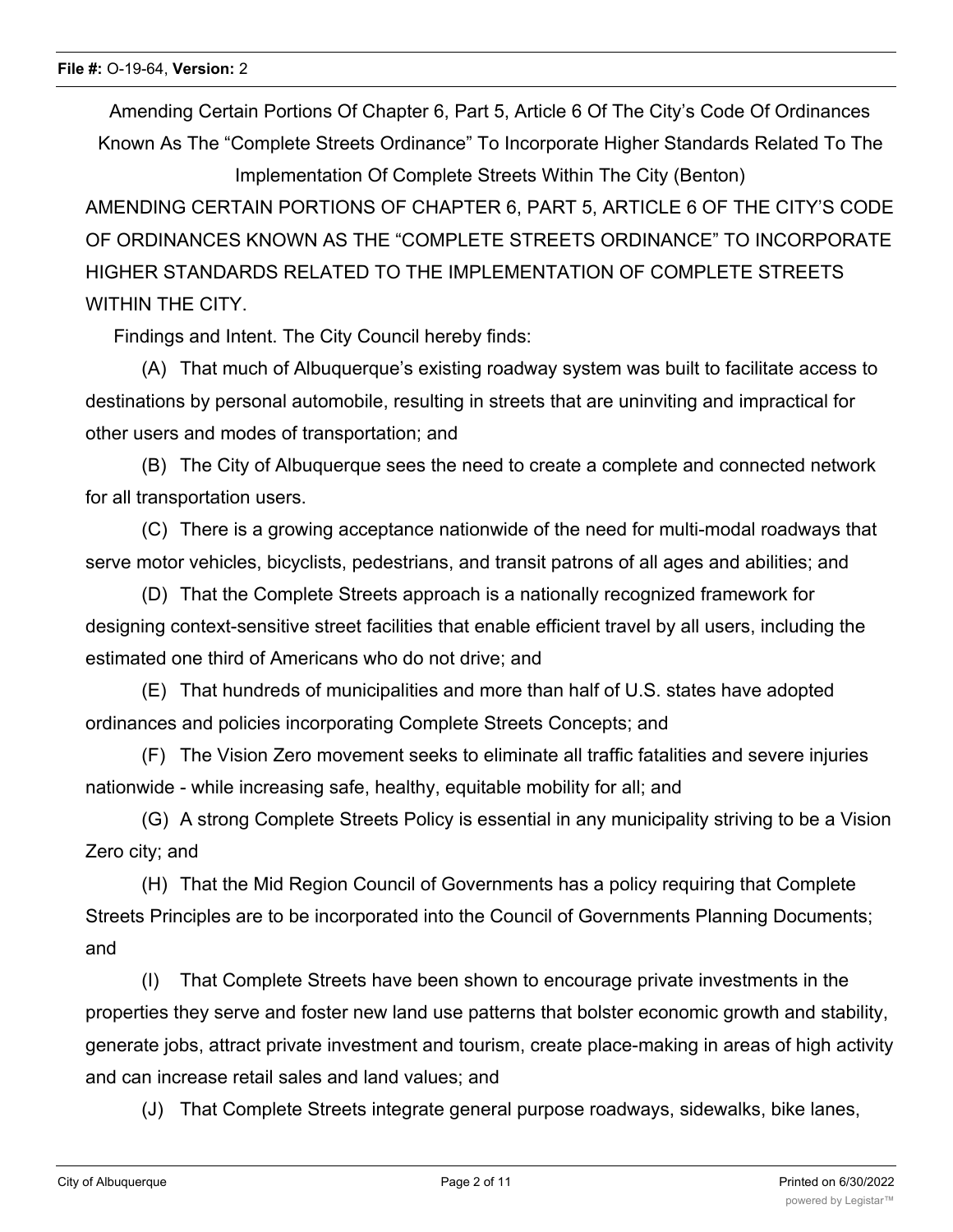Amending Certain Portions Of Chapter 6, Part 5, Article 6 Of The City's Code Of Ordinances Known As The "Complete Streets Ordinance" To Incorporate Higher Standards Related To The Implementation Of Complete Streets Within The City (Benton)

AMENDING CERTAIN PORTIONS OF CHAPTER 6, PART 5, ARTICLE 6 OF THE CITY'S CODE OF ORDINANCES KNOWN AS THE "COMPLETE STREETS ORDINANCE" TO INCORPORATE HIGHER STANDARDS RELATED TO THE IMPLEMENTATION OF COMPLETE STREETS WITHIN THE CITY.

Findings and Intent. The City Council hereby finds:

(A) That much of Albuquerque's existing roadway system was built to facilitate access to destinations by personal automobile, resulting in streets that are uninviting and impractical for other users and modes of transportation; and

(B) The City of Albuquerque sees the need to create a complete and connected network for all transportation users.

(C) There is a growing acceptance nationwide of the need for multi-modal roadways that serve motor vehicles, bicyclists, pedestrians, and transit patrons of all ages and abilities; and

(D) That the Complete Streets approach is a nationally recognized framework for designing context-sensitive street facilities that enable efficient travel by all users, including the estimated one third of Americans who do not drive; and

(E) That hundreds of municipalities and more than half of U.S. states have adopted ordinances and policies incorporating Complete Streets Concepts; and

(F) The Vision Zero movement seeks to eliminate all traffic fatalities and severe injuries nationwide - while increasing safe, healthy, equitable mobility for all; and

(G) A strong Complete Streets Policy is essential in any municipality striving to be a Vision Zero city; and

(H) That the Mid Region Council of Governments has a policy requiring that Complete Streets Principles are to be incorporated into the Council of Governments Planning Documents; and

(I) That Complete Streets have been shown to encourage private investments in the properties they serve and foster new land use patterns that bolster economic growth and stability, generate jobs, attract private investment and tourism, create place-making in areas of high activity and can increase retail sales and land values; and

(J) That Complete Streets integrate general purpose roadways, sidewalks, bike lanes,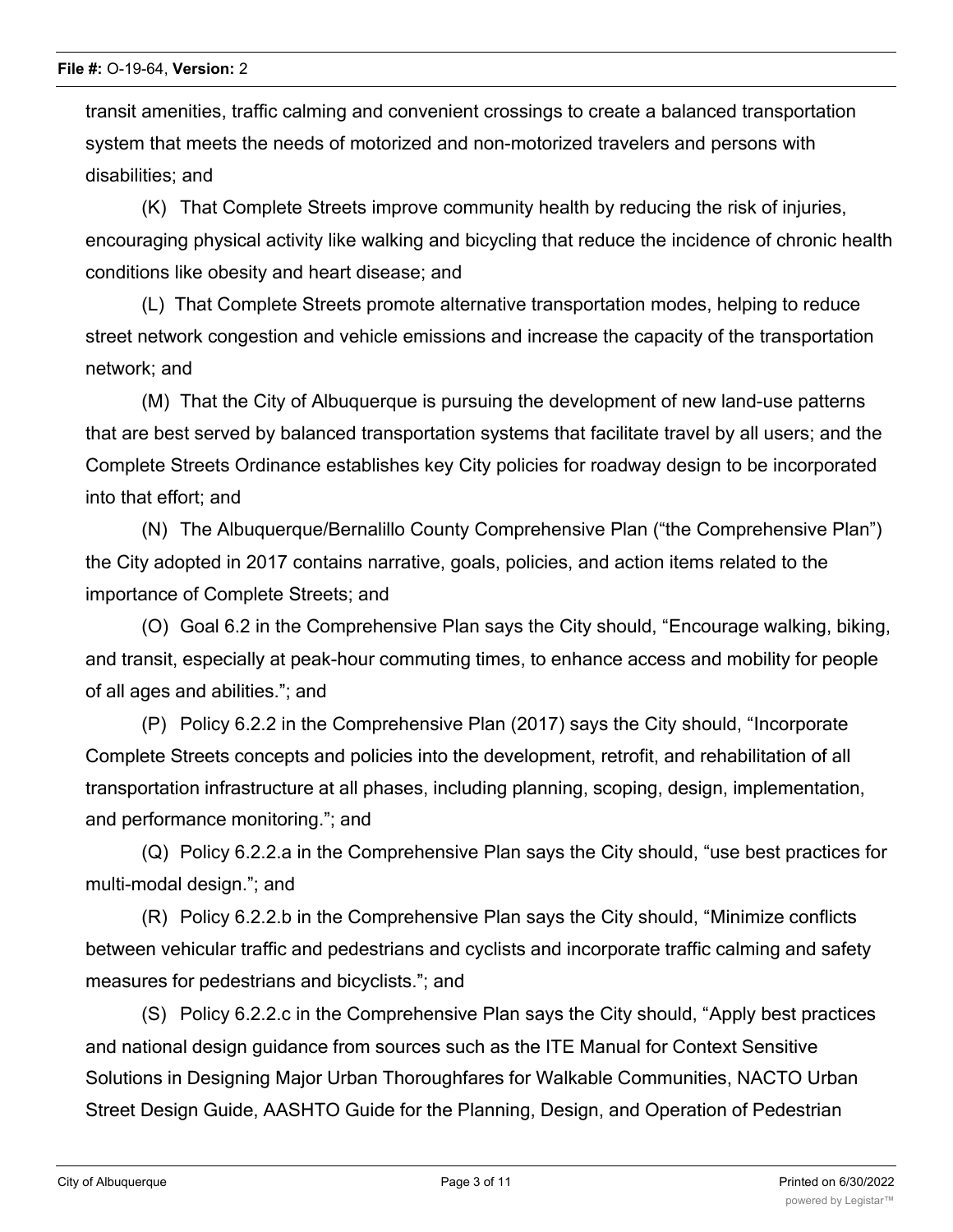transit amenities, traffic calming and convenient crossings to create a balanced transportation system that meets the needs of motorized and non-motorized travelers and persons with disabilities; and

(K) That Complete Streets improve community health by reducing the risk of injuries, encouraging physical activity like walking and bicycling that reduce the incidence of chronic health conditions like obesity and heart disease; and

(L) That Complete Streets promote alternative transportation modes, helping to reduce street network congestion and vehicle emissions and increase the capacity of the transportation network; and

(M) That the City of Albuquerque is pursuing the development of new land-use patterns that are best served by balanced transportation systems that facilitate travel by all users; and the Complete Streets Ordinance establishes key City policies for roadway design to be incorporated into that effort; and

(N) The Albuquerque/Bernalillo County Comprehensive Plan ("the Comprehensive Plan") the City adopted in 2017 contains narrative, goals, policies, and action items related to the importance of Complete Streets; and

(O) Goal 6.2 in the Comprehensive Plan says the City should, "Encourage walking, biking, and transit, especially at peak-hour commuting times, to enhance access and mobility for people of all ages and abilities."; and

(P) Policy 6.2.2 in the Comprehensive Plan (2017) says the City should, "Incorporate Complete Streets concepts and policies into the development, retrofit, and rehabilitation of all transportation infrastructure at all phases, including planning, scoping, design, implementation, and performance monitoring."; and

(Q) Policy 6.2.2.a in the Comprehensive Plan says the City should, "use best practices for multi-modal design."; and

(R) Policy 6.2.2.b in the Comprehensive Plan says the City should, "Minimize conflicts between vehicular traffic and pedestrians and cyclists and incorporate traffic calming and safety measures for pedestrians and bicyclists."; and

(S) Policy 6.2.2.c in the Comprehensive Plan says the City should, "Apply best practices and national design guidance from sources such as the ITE Manual for Context Sensitive Solutions in Designing Major Urban Thoroughfares for Walkable Communities, NACTO Urban Street Design Guide, AASHTO Guide for the Planning, Design, and Operation of Pedestrian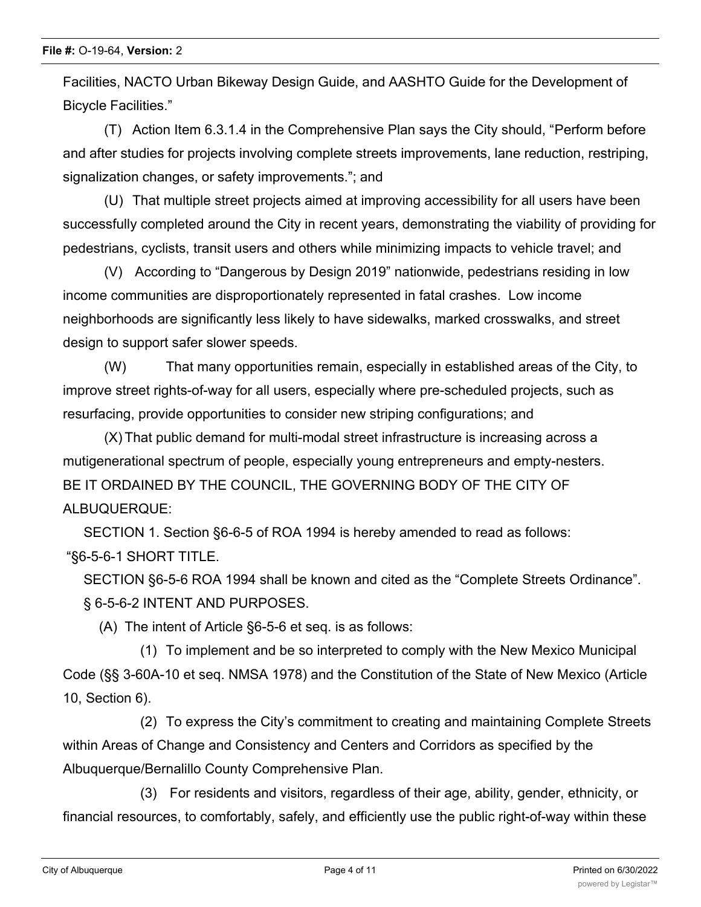Facilities, NACTO Urban Bikeway Design Guide, and AASHTO Guide for the Development of Bicycle Facilities."

(T) Action Item 6.3.1.4 in the Comprehensive Plan says the City should, "Perform before and after studies for projects involving complete streets improvements, lane reduction, restriping, signalization changes, or safety improvements."; and

(U) That multiple street projects aimed at improving accessibility for all users have been successfully completed around the City in recent years, demonstrating the viability of providing for pedestrians, cyclists, transit users and others while minimizing impacts to vehicle travel; and

(V) According to "Dangerous by Design 2019" nationwide, pedestrians residing in low income communities are disproportionately represented in fatal crashes. Low income neighborhoods are significantly less likely to have sidewalks, marked crosswalks, and street design to support safer slower speeds.

(W) That many opportunities remain, especially in established areas of the City, to improve street rights-of-way for all users, especially where pre-scheduled projects, such as resurfacing, provide opportunities to consider new striping configurations; and

(X) That public demand for multi-modal street infrastructure is increasing across a mutigenerational spectrum of people, especially young entrepreneurs and empty-nesters.

BE IT ORDAINED BY THE COUNCIL, THE GOVERNING BODY OF THE CITY OF ALBUQUERQUE:

SECTION 1. Section §6-6-5 of ROA 1994 is hereby amended to read as follows:

"§6-5-6-1 SHORT TITLE.

SECTION §6-5-6 ROA 1994 shall be known and cited as the "Complete Streets Ordinance".

§ 6-5-6-2 INTENT AND PURPOSES.

(A) The intent of Article §6-5-6 et seq. is as follows:

(1) To implement and be so interpreted to comply with the New Mexico Municipal Code (§§ 3-60A-10 et seq. NMSA 1978) and the Constitution of the State of New Mexico (Article 10, Section 6).

(2) To express the City's commitment to creating and maintaining Complete Streets within Areas of Change and Consistency and Centers and Corridors as specified by the Albuquerque/Bernalillo County Comprehensive Plan.

(3) For residents and visitors, regardless of their age, ability, gender, ethnicity, or financial resources, to comfortably, safely, and efficiently use the public right-of-way within these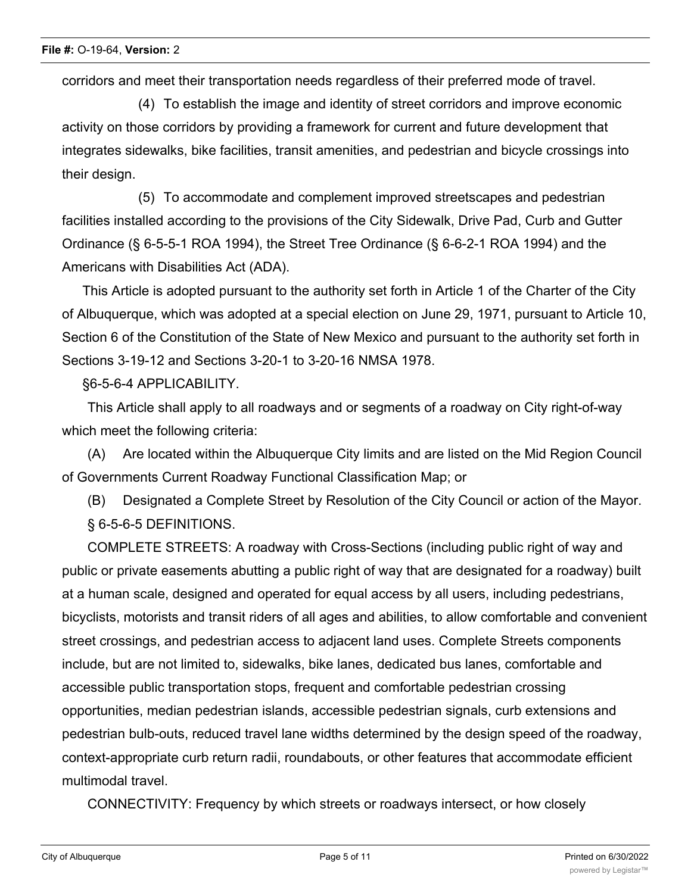corridors and meet their transportation needs regardless of their preferred mode of travel.

(4) To establish the image and identity of street corridors and improve economic activity on those corridors by providing a framework for current and future development that integrates sidewalks, bike facilities, transit amenities, and pedestrian and bicycle crossings into their design.

(5) To accommodate and complement improved streetscapes and pedestrian facilities installed according to the provisions of the City Sidewalk, Drive Pad, Curb and Gutter Ordinance (§ 6-5-5-1 ROA 1994), the Street Tree Ordinance (§ 6-6-2-1 ROA 1994) and the Americans with Disabilities Act (ADA).

This Article is adopted pursuant to the authority set forth in Article 1 of the Charter of the City of Albuquerque, which was adopted at a special election on June 29, 1971, pursuant to Article 10, Section 6 of the Constitution of the State of New Mexico and pursuant to the authority set forth in Sections 3-19-12 and Sections 3-20-1 to 3-20-16 NMSA 1978.

§6-5-6-4 APPLICABILITY.

This Article shall apply to all roadways and or segments of a roadway on City right-of-way which meet the following criteria:

(A) Are located within the Albuquerque City limits and are listed on the Mid Region Council of Governments Current Roadway Functional Classification Map; or

(B) Designated a Complete Street by Resolution of the City Council or action of the Mayor.

§ 6-5-6-5 DEFINITIONS.

COMPLETE STREETS: A roadway with Cross-Sections (including public right of way and public or private easements abutting a public right of way that are designated for a roadway) built at a human scale, designed and operated for equal access by all users, including pedestrians, bicyclists, motorists and transit riders of all ages and abilities, to allow comfortable and convenient street crossings, and pedestrian access to adjacent land uses. Complete Streets components include, but are not limited to, sidewalks, bike lanes, dedicated bus lanes, comfortable and accessible public transportation stops, frequent and comfortable pedestrian crossing opportunities, median pedestrian islands, accessible pedestrian signals, curb extensions and pedestrian bulb-outs, reduced travel lane widths determined by the design speed of the roadway, context-appropriate curb return radii, roundabouts, or other features that accommodate efficient multimodal travel.

CONNECTIVITY: Frequency by which streets or roadways intersect, or how closely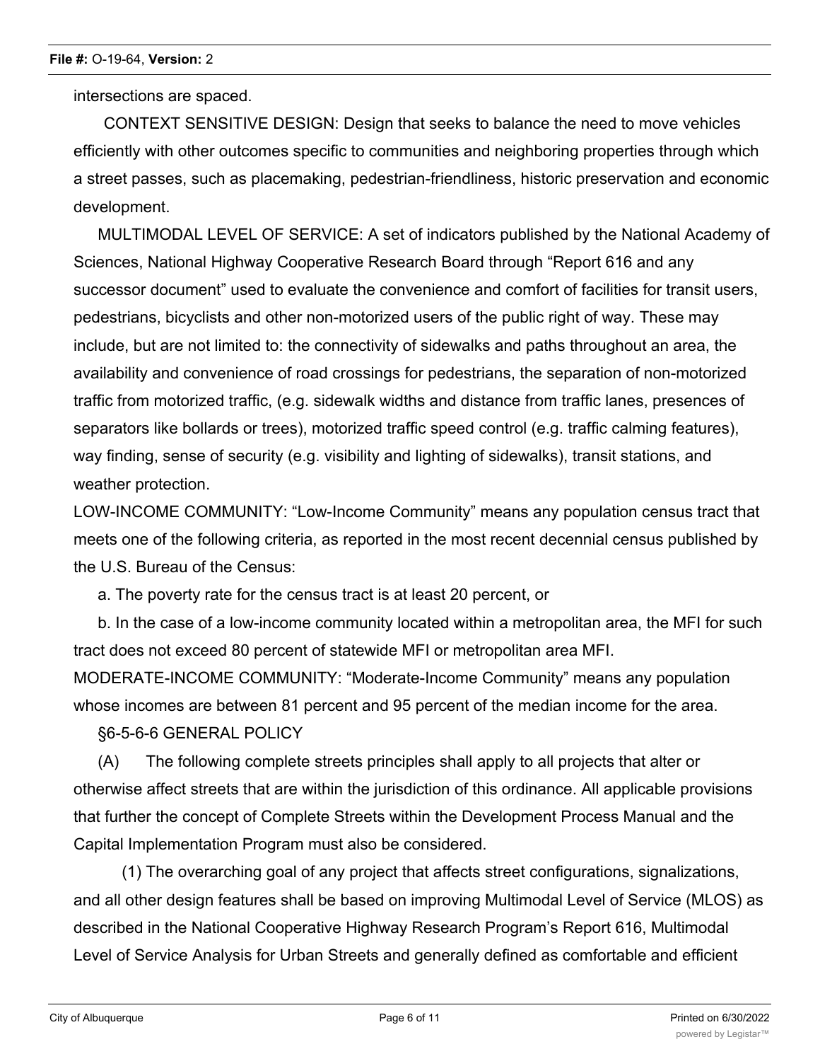intersections are spaced.

CONTEXT SENSITIVE DESIGN: Design that seeks to balance the need to move vehicles efficiently with other outcomes specific to communities and neighboring properties through which a street passes, such as placemaking, pedestrian-friendliness, historic preservation and economic development.

MULTIMODAL LEVEL OF SERVICE: A set of indicators published by the National Academy of Sciences, National Highway Cooperative Research Board through "Report 616 and any successor document" used to evaluate the convenience and comfort of facilities for transit users, pedestrians, bicyclists and other non-motorized users of the public right of way. These may include, but are not limited to: the connectivity of sidewalks and paths throughout an area, the availability and convenience of road crossings for pedestrians, the separation of non-motorized traffic from motorized traffic, (e.g. sidewalk widths and distance from traffic lanes, presences of separators like bollards or trees), motorized traffic speed control (e.g. traffic calming features), way finding, sense of security (e.g. visibility and lighting of sidewalks), transit stations, and weather protection.

LOW-INCOME COMMUNITY: "Low-Income Community" means any population census tract that meets one of the following criteria, as reported in the most recent decennial census published by the U.S. Bureau of the Census:

a. The poverty rate for the census tract is at least 20 percent, or

b. In the case of a low-income community located within a metropolitan area, the MFI for such tract does not exceed 80 percent of statewide MFI or metropolitan area MFI.

MODERATE-INCOME COMMUNITY: "Moderate-Income Community" means any population whose incomes are between 81 percent and 95 percent of the median income for the area.

§6-5-6-6 GENERAL POLICY

(A) The following complete streets principles shall apply to all projects that alter or otherwise affect streets that are within the jurisdiction of this ordinance. All applicable provisions that further the concept of Complete Streets within the Development Process Manual and the Capital Implementation Program must also be considered.

(1) The overarching goal of any project that affects street configurations, signalizations, and all other design features shall be based on improving Multimodal Level of Service (MLOS) as described in the National Cooperative Highway Research Program's Report 616, Multimodal Level of Service Analysis for Urban Streets and generally defined as comfortable and efficient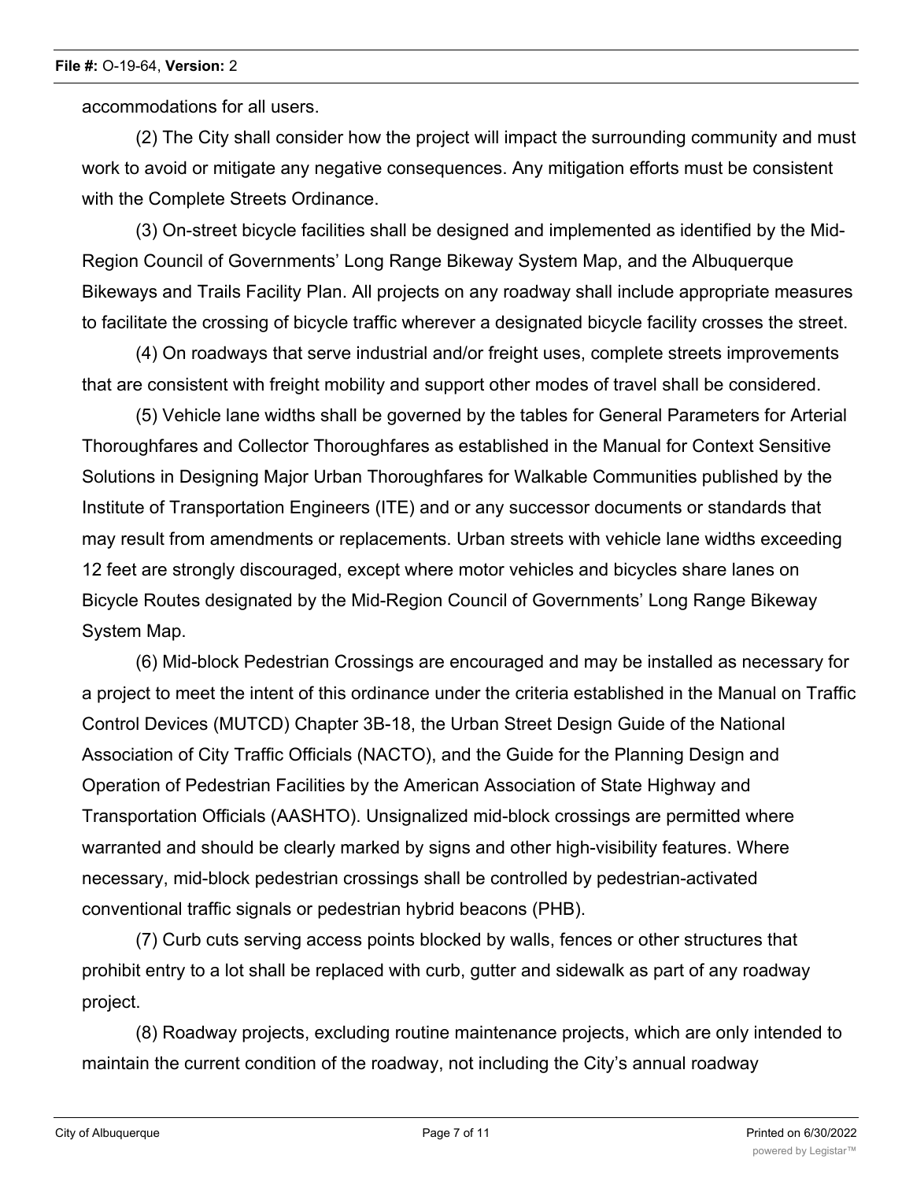accommodations for all users.

(2) The City shall consider how the project will impact the surrounding community and must work to avoid or mitigate any negative consequences. Any mitigation efforts must be consistent with the Complete Streets Ordinance.

(3) On-street bicycle facilities shall be designed and implemented as identified by the Mid-Region Council of Governments' Long Range Bikeway System Map, and the Albuquerque Bikeways and Trails Facility Plan. All projects on any roadway shall include appropriate measures to facilitate the crossing of bicycle traffic wherever a designated bicycle facility crosses the street.

(4) On roadways that serve industrial and/or freight uses, complete streets improvements that are consistent with freight mobility and support other modes of travel shall be considered.

(5) Vehicle lane widths shall be governed by the tables for General Parameters for Arterial Thoroughfares and Collector Thoroughfares as established in the Manual for Context Sensitive Solutions in Designing Major Urban Thoroughfares for Walkable Communities published by the Institute of Transportation Engineers (ITE) and or any successor documents or standards that may result from amendments or replacements. Urban streets with vehicle lane widths exceeding 12 feet are strongly discouraged, except where motor vehicles and bicycles share lanes on Bicycle Routes designated by the Mid-Region Council of Governments' Long Range Bikeway System Map.

(6) Mid-block Pedestrian Crossings are encouraged and may be installed as necessary for a project to meet the intent of this ordinance under the criteria established in the Manual on Traffic Control Devices (MUTCD) Chapter 3B-18, the Urban Street Design Guide of the National Association of City Traffic Officials (NACTO), and the Guide for the Planning Design and Operation of Pedestrian Facilities by the American Association of State Highway and Transportation Officials (AASHTO). Unsignalized mid-block crossings are permitted where warranted and should be clearly marked by signs and other high-visibility features. Where necessary, mid-block pedestrian crossings shall be controlled by pedestrian-activated conventional traffic signals or pedestrian hybrid beacons (PHB).

(7) Curb cuts serving access points blocked by walls, fences or other structures that prohibit entry to a lot shall be replaced with curb, gutter and sidewalk as part of any roadway project.

(8) Roadway projects, excluding routine maintenance projects, which are only intended to maintain the current condition of the roadway, not including the City's annual roadway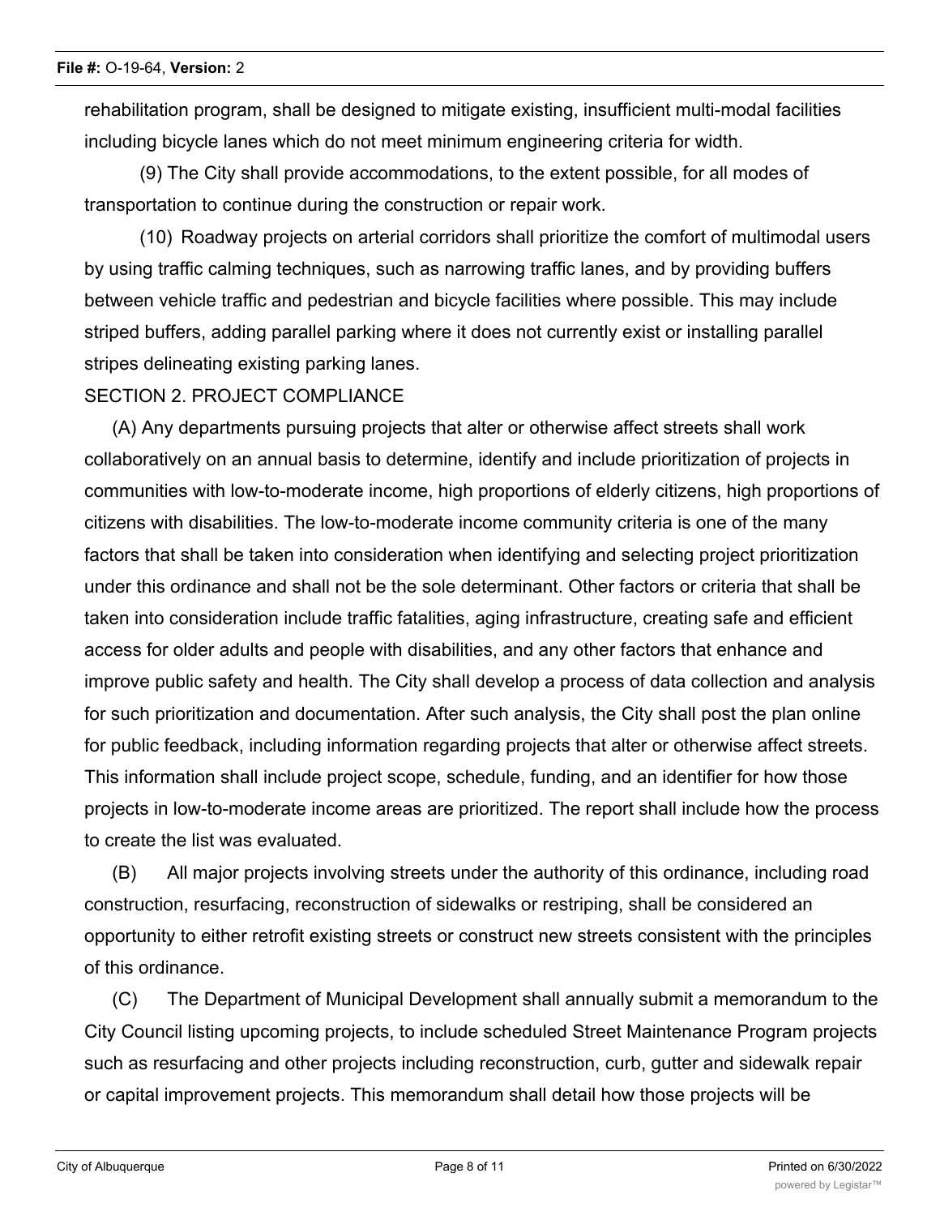rehabilitation program, shall be designed to mitigate existing, insufficient multi-modal facilities including bicycle lanes which do not meet minimum engineering criteria for width.

(9) The City shall provide accommodations, to the extent possible, for all modes of transportation to continue during the construction or repair work.

(10) Roadway projects on arterial corridors shall prioritize the comfort of multimodal users by using traffic calming techniques, such as narrowing traffic lanes, and by providing buffers between vehicle traffic and pedestrian and bicycle facilities where possible. This may include striped buffers, adding parallel parking where it does not currently exist or installing parallel stripes delineating existing parking lanes.

SECTION 2. PROJECT COMPLIANCE

(A) Any departments pursuing projects that alter or otherwise affect streets shall work collaboratively on an annual basis to determine, identify and include prioritization of projects in communities with low-to-moderate income, high proportions of elderly citizens, high proportions of citizens with disabilities. The low-to-moderate income community criteria is one of the many factors that shall be taken into consideration when identifying and selecting project prioritization under this ordinance and shall not be the sole determinant. Other factors or criteria that shall be taken into consideration include traffic fatalities, aging infrastructure, creating safe and efficient access for older adults and people with disabilities, and any other factors that enhance and improve public safety and health. The City shall develop a process of data collection and analysis for such prioritization and documentation. After such analysis, the City shall post the plan online for public feedback, including information regarding projects that alter or otherwise affect streets. This information shall include project scope, schedule, funding, and an identifier for how those projects in low-to-moderate income areas are prioritized. The report shall include how the process to create the list was evaluated.

(B) All major projects involving streets under the authority of this ordinance, including road construction, resurfacing, reconstruction of sidewalks or restriping, shall be considered an opportunity to either retrofit existing streets or construct new streets consistent with the principles of this ordinance.

(C) The Department of Municipal Development shall annually submit a memorandum to the City Council listing upcoming projects, to include scheduled Street Maintenance Program projects such as resurfacing and other projects including reconstruction, curb, gutter and sidewalk repair or capital improvement projects. This memorandum shall detail how those projects will be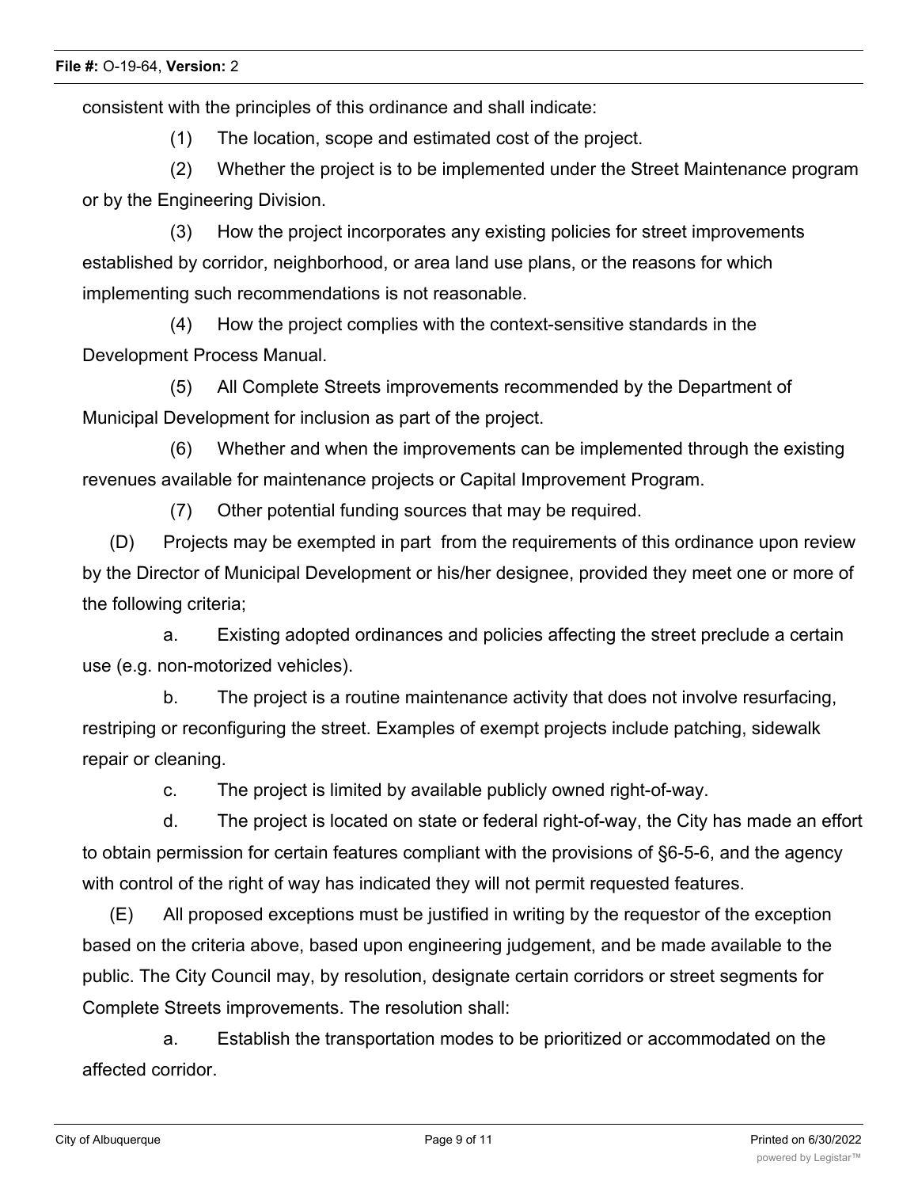consistent with the principles of this ordinance and shall indicate:

(1) The location, scope and estimated cost of the project.

(2) Whether the project is to be implemented under the Street Maintenance program or by the Engineering Division.

(3) How the project incorporates any existing policies for street improvements established by corridor, neighborhood, or area land use plans, or the reasons for which implementing such recommendations is not reasonable.

(4) How the project complies with the context-sensitive standards in the Development Process Manual.

(5) All Complete Streets improvements recommended by the Department of Municipal Development for inclusion as part of the project.

(6) Whether and when the improvements can be implemented through the existing revenues available for maintenance projects or Capital Improvement Program.

(7) Other potential funding sources that may be required.

(D) Projects may be exempted in part from the requirements of this ordinance upon review by the Director of Municipal Development or his/her designee, provided they meet one or more of the following criteria;

a. Existing adopted ordinances and policies affecting the street preclude a certain use (e.g. non-motorized vehicles).

b. The project is a routine maintenance activity that does not involve resurfacing, restriping or reconfiguring the street. Examples of exempt projects include patching, sidewalk repair or cleaning.

c. The project is limited by available publicly owned right-of-way.

d. The project is located on state or federal right-of-way, the City has made an effort to obtain permission for certain features compliant with the provisions of §6-5-6, and the agency with control of the right of way has indicated they will not permit requested features.

(E) All proposed exceptions must be justified in writing by the requestor of the exception based on the criteria above, based upon engineering judgement, and be made available to the public. The City Council may, by resolution, designate certain corridors or street segments for Complete Streets improvements. The resolution shall:

a. Establish the transportation modes to be prioritized or accommodated on the affected corridor.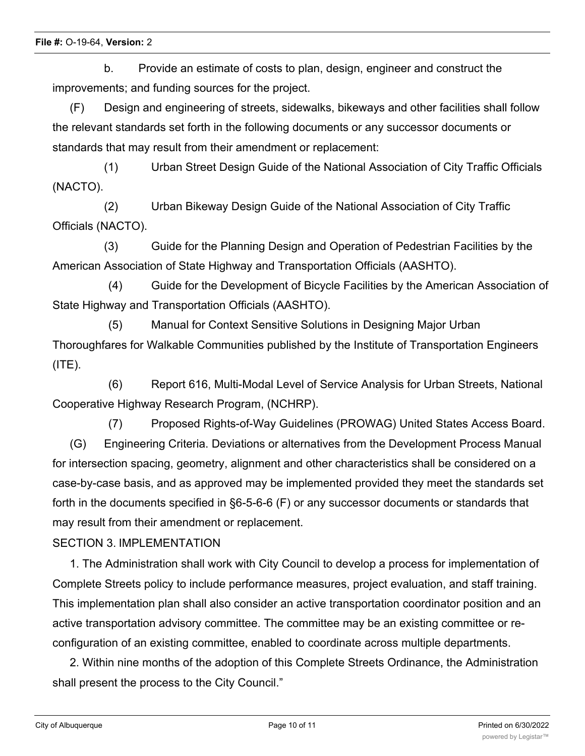b. Provide an estimate of costs to plan, design, engineer and construct the improvements; and funding sources for the project.

(F) Design and engineering of streets, sidewalks, bikeways and other facilities shall follow the relevant standards set forth in the following documents or any successor documents or standards that may result from their amendment or replacement:

(1) Urban Street Design Guide of the National Association of City Traffic Officials (NACTO).

(2) Urban Bikeway Design Guide of the National Association of City Traffic Officials (NACTO).

(3) Guide for the Planning Design and Operation of Pedestrian Facilities by the American Association of State Highway and Transportation Officials (AASHTO).

(4) Guide for the Development of Bicycle Facilities by the American Association of State Highway and Transportation Officials (AASHTO).

(5) Manual for Context Sensitive Solutions in Designing Major Urban Thoroughfares for Walkable Communities published by the Institute of Transportation Engineers (ITE).

(6) Report 616, Multi-Modal Level of Service Analysis for Urban Streets, National Cooperative Highway Research Program, (NCHRP).

(7) Proposed Rights-of-Way Guidelines (PROWAG) United States Access Board.

(G) Engineering Criteria. Deviations or alternatives from the Development Process Manual for intersection spacing, geometry, alignment and other characteristics shall be considered on a case-by-case basis, and as approved may be implemented provided they meet the standards set forth in the documents specified in §6-5-6-6 (F) or any successor documents or standards that may result from their amendment or replacement.

SECTION 3. IMPLEMENTATION

1. The Administration shall work with City Council to develop a process for implementation of Complete Streets policy to include performance measures, project evaluation, and staff training. This implementation plan shall also consider an active transportation coordinator position and an active transportation advisory committee. The committee may be an existing committee or re-configuration of an existing committee, enabled to coordinate across multiple departments.

2. Within nine months of the adoption of this Complete Streets Ordinance, the Administration shall present the process to the City Council."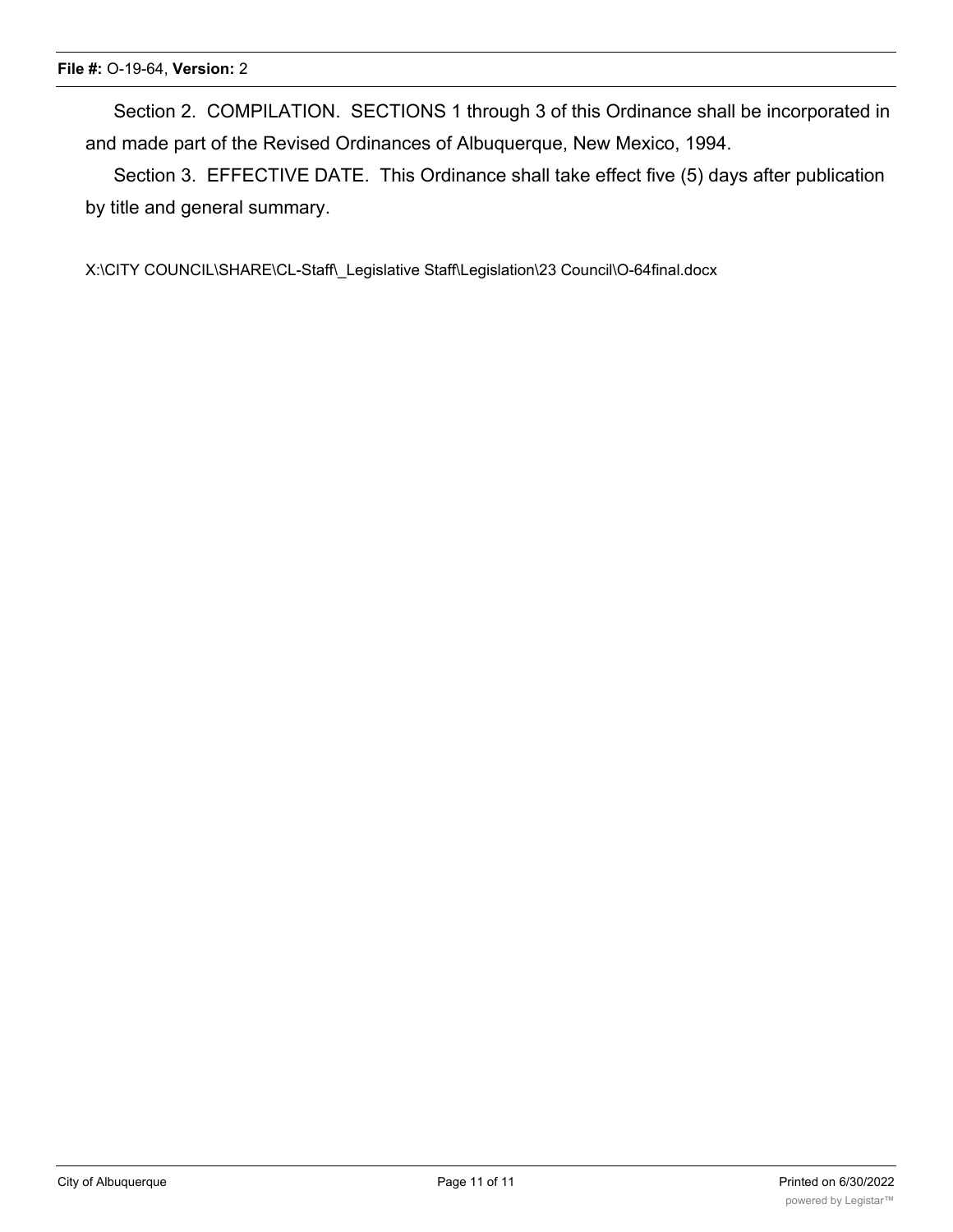Section 2. COMPILATION. SECTIONS 1 through 3 of this Ordinance shall be incorporated in and made part of the Revised Ordinances of Albuquerque, New Mexico, 1994.

Section 3. EFFECTIVE DATE. This Ordinance shall take effect five (5) days after publication by title and general summary.

X:\CITY COUNCIL\SHARE\CL-Staff\_Legislative Staff\Legislation\23 Council\O-64final.docx